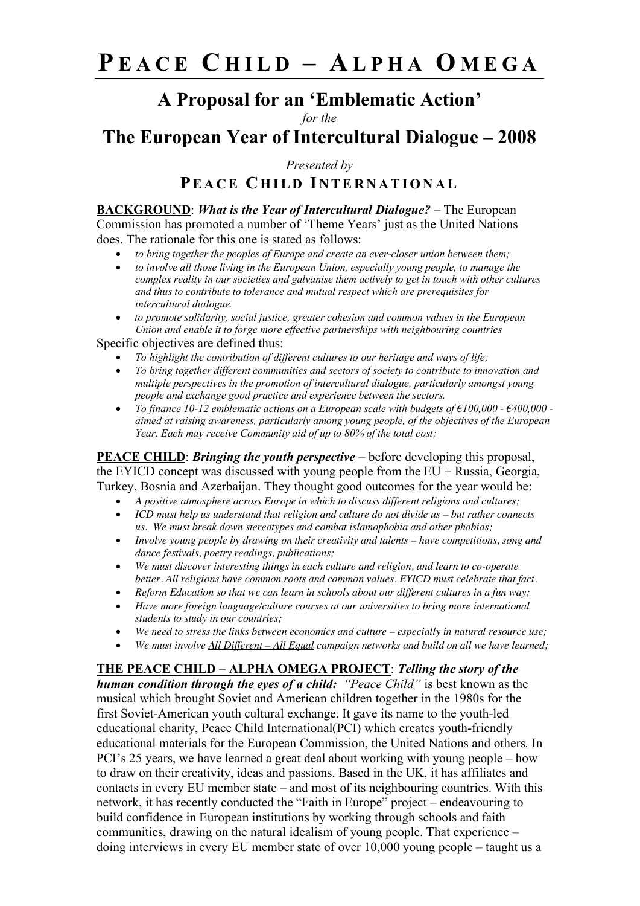# PEACE CHILD – ALPHA OMEGA

## A Proposal for an 'Emblematic Action'

*for the*

## The European Year of Intercultural Dialogue – 2008

*Presented by*

### PEACE CHILD INTERNATIONAL

**BACKGROUND**: ***What is the Year of Intercultural Dialogue?*** – The European Commission has promoted a number of 'Theme Years' just as the United Nations does. The rationale for this one is stated as follows:

- *to bring together the peoples of Europe and create an ever-closer union between them;*
- *to involve all those living in the European Union, especially young people, to manage the complex reality in our societies and galvanise them actively to get in touch with other cultures and thus to contribute to tolerance and mutual respect which are prerequisites for intercultural dialogue.*
- *to promote solidarity, social justice, greater cohesion and common values in the European Union and enable it to forge more effective partnerships with neighbouring countries*

Specific objectives are defined thus:

- *To highlight the contribution of different cultures to our heritage and ways of life;*
- *To bring together different communities and sectors of society to contribute to innovation and multiple perspectives in the promotion of intercultural dialogue, particularly amongst young people and exchange good practice and experience between the sectors.*
- *To finance 10-12 emblematic actions on a European scale with budgets of €100,000 - €400,000 - aimed at raising awareness, particularly among young people, of the objectives of the European Year. Each may receive Community aid of up to 80% of the total cost;*

**PEACE CHILD**: ***Bringing the youth perspective*** – before developing this proposal, the EYICD concept was discussed with young people from the EU + Russia, Georgia, Turkey, Bosnia and Azerbaijan. They thought good outcomes for the year would be:

- *A positive atmosphere across Europe in which to discuss different religions and cultures;*
- *ICD must help us understand that religion and culture do not divide us – but rather connects us. We must break down stereotypes and combat islamophobia and other phobias;*
- *Involve young people by drawing on their creativity and talents – have competitions, song and dance festivals, poetry readings, publications;*
- *We must discover interesting things in each culture and religion, and learn to co-operate better. All religions have common roots and common values. EYICD must celebrate that fact.*
- *Reform Education so that we can learn in schools about our different cultures in a fun way;*
- *Have more foreign language/culture courses at our universities to bring more international students to study in our countries;*
- *We need to stress the links between economics and culture – especially in natural resource use;*
- *We must involve All Different – All Equal campaign networks and build on all we have learned;*

**THE PEACE CHILD – ALPHA OMEGA PROJECT**: ***Telling the story of the human condition through the eyes of a child:*** *"Peace Child"* is best known as the musical which brought Soviet and American children together in the 1980s for the first Soviet-American youth cultural exchange. It gave its name to the youth-led educational charity, Peace Child International(PCI) which creates youth-friendly educational materials for the European Commission, the United Nations and others. In PCI's 25 years, we have learned a great deal about working with young people – how to draw on their creativity, ideas and passions. Based in the UK, it has affiliates and contacts in every EU member state – and most of its neighbouring countries. With this network, it has recently conducted the "Faith in Europe" project – endeavouring to build confidence in European institutions by working through schools and faith communities, drawing on the natural idealism of young people. That experience – doing interviews in every EU member state of over 10,000 young people – taught us a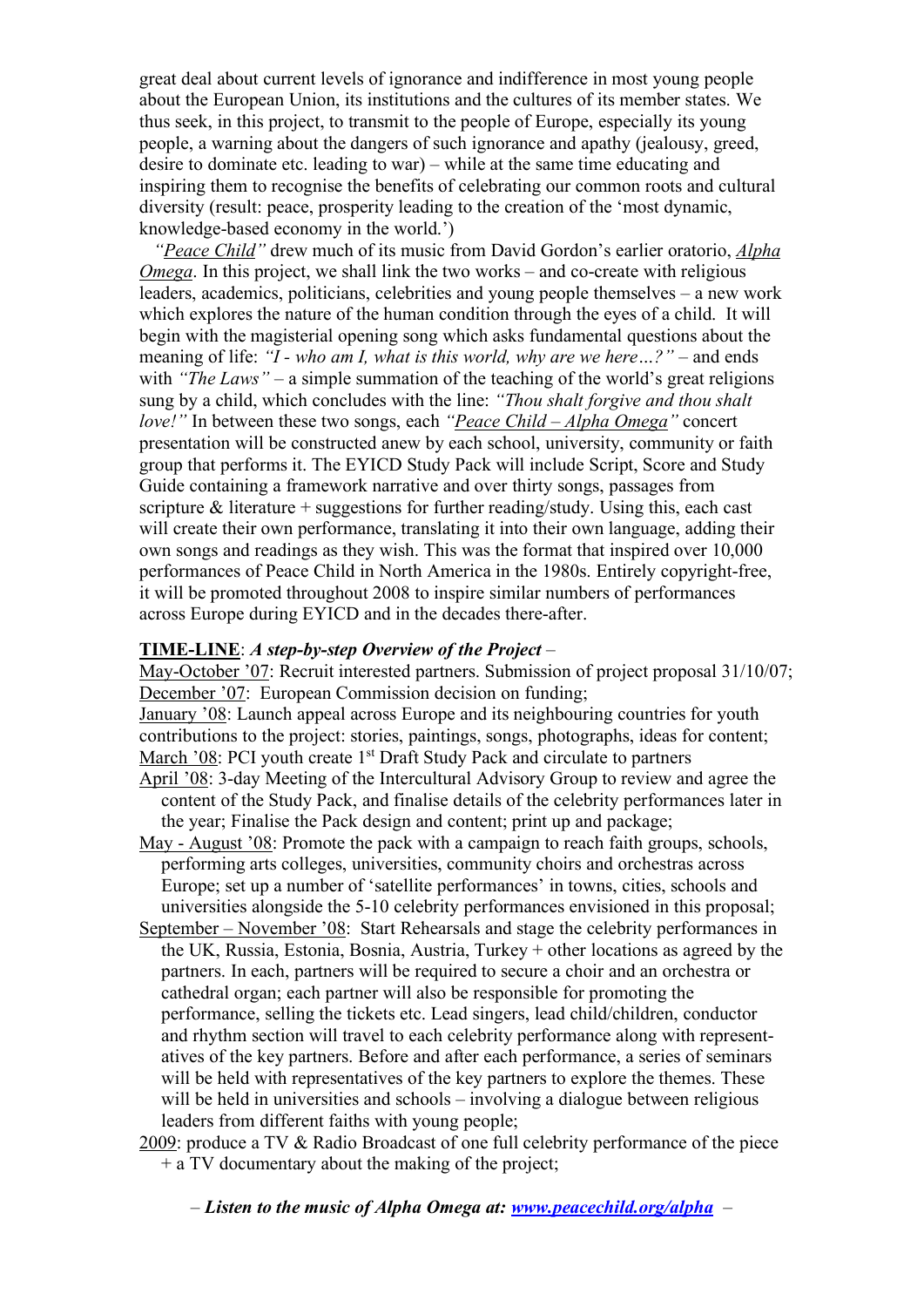great deal about current levels of ignorance and indifference in most young people about the European Union, its institutions and the cultures of its member states. We thus seek, in this project, to transmit to the people of Europe, especially its young people, a warning about the dangers of such ignorance and apathy (jealousy, greed, desire to dominate etc. leading to war) – while at the same time educating and inspiring them to recognise the benefits of celebrating our common roots and cultural diversity (result: peace, prosperity leading to the creation of the 'most dynamic, knowledge-based economy in the world.')

*"Peace Child"* drew much of its music from David Gordon's earlier oratorio, *Alpha Omega*. In this project, we shall link the two works – and co-create with religious leaders, academics, politicians, celebrities and young people themselves – a new work which explores the nature of the human condition through the eyes of a child. It will begin with the magisterial opening song which asks fundamental questions about the meaning of life: *"I - who am I, what is this world, why are we here…?"* – and ends with *"The Laws"* – a simple summation of the teaching of the world's great religions sung by a child, which concludes with the line: *"Thou shalt forgive and thou shalt love!"* In between these two songs, each *"Peace Child – Alpha Omega"* concert presentation will be constructed anew by each school, university, community or faith group that performs it. The EYICD Study Pack will include Script, Score and Study Guide containing a framework narrative and over thirty songs, passages from scripture & literature + suggestions for further reading/study. Using this, each cast will create their own performance, translating it into their own language, adding their own songs and readings as they wish. This was the format that inspired over 10,000 performances of Peace Child in North America in the 1980s. Entirely copyright-free, it will be promoted throughout 2008 to inspire similar numbers of performances across Europe during EYICD and in the decades there-after.

**TIME-LINE**: ***A step-by-step Overview of the Project*** –

May-October '07: Recruit interested partners. Submission of project proposal 31/10/07;
December '07: European Commission decision on funding;
January '08: Launch appeal across Europe and its neighbouring countries for youth contributions to the project: stories, paintings, songs, photographs, ideas for content;
March '08: PCI youth create 1st Draft Study Pack and circulate to partners
April '08: 3-day Meeting of the Intercultural Advisory Group to review and agree the content of the Study Pack, and finalise details of the celebrity performances later in the year; Finalise the Pack design and content; print up and package;
May - August '08: Promote the pack with a campaign to reach faith groups, schools, performing arts colleges, universities, community choirs and orchestras across Europe; set up a number of 'satellite performances' in towns, cities, schools and universities alongside the 5-10 celebrity performances envisioned in this proposal;
September – November '08: Start Rehearsals and stage the celebrity performances in the UK, Russia, Estonia, Bosnia, Austria, Turkey + other locations as agreed by the partners. In each, partners will be required to secure a choir and an orchestra or cathedral organ; each partner will also be responsible for promoting the performance, selling the tickets etc. Lead singers, lead child/children, conductor and rhythm section will travel to each celebrity performance along with representatives of the key partners. Before and after each performance, a series of seminars will be held with representatives of the key partners to explore the themes. These will be held in universities and schools – involving a dialogue between religious leaders from different faiths with young people;
2009: produce a TV & Radio Broadcast of one full celebrity performance of the piece + a TV documentary about the making of the project;

***– Listen to the music of Alpha Omega at: www.peacechild.org/alpha –***